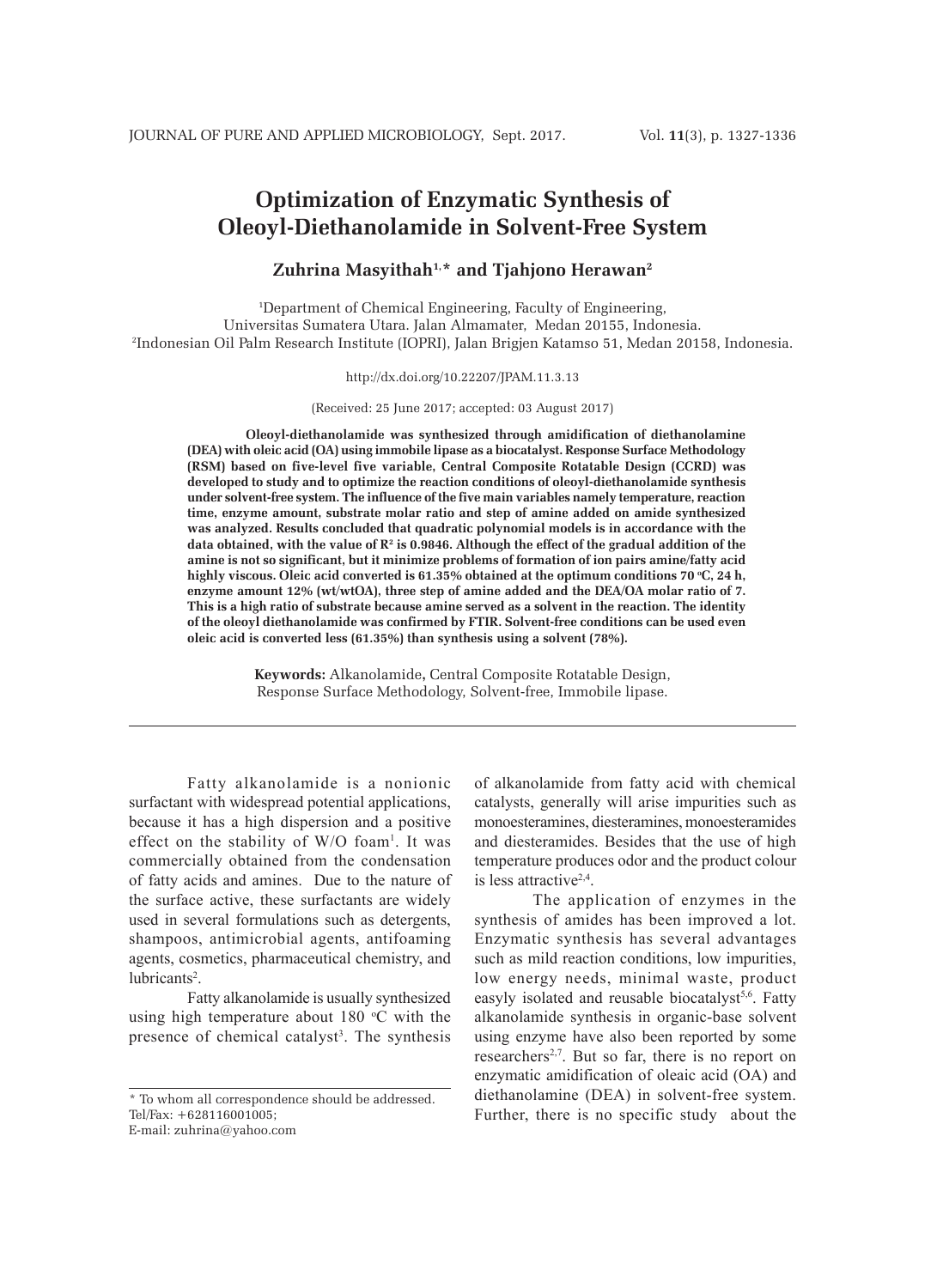# Optimization of Enzymatic Synthesis of Oleoyl-Diethanolamide in Solvent-Free System

**Zuhrina Masyithah[1,*] and Tjahjono Herawan[2]**

[1]Department of Chemical Engineering, Faculty of Engineering, Universitas Sumatera Utara. Jalan Almamater, Medan 20155, Indonesia.
[2]Indonesian Oil Palm Research Institute (IOPRI), Jalan Brigjen Katamso 51, Medan 20158, Indonesia.

http://dx.doi.org/10.22207/JPAM.11.3.13

(Received: 25 June 2017; accepted: 03 August 2017)

**Oleoyl-diethanolamide was synthesized through amidification of diethanolamine (DEA) with oleic acid (OA) using immobile lipase as a biocatalyst. Response Surface Methodology (RSM) based on five-level five variable, Central Composite Rotatable Design (CCRD) was developed to study and to optimize the reaction conditions of oleoyl-diethanolamide synthesis under solvent-free system. The influence of the five main variables namely temperature, reaction time, enzyme amount, substrate molar ratio and step of amine added on amide synthesized was analyzed. Results concluded that quadratic polynomial models is in accordance with the data obtained, with the value of $R^2$ is 0.9846. Although the effect of the gradual addition of the amine is not so significant, but it minimize problems of formation of ion pairs amine/fatty acid highly viscous. Oleic acid converted is 61.35% obtained at the optimum conditions 70 °C, 24 h, enzyme amount 12% (wt/wtOA), three step of amine added and the DEA/OA molar ratio of 7. This is a high ratio of substrate because amine served as a solvent in the reaction. The identity of the oleoyl diethanolamide was confirmed by FTIR. Solvent-free conditions can be used even oleic acid is converted less (61.35%) than synthesis using a solvent (78%).**

**Keywords:** Alkanolamide, Central Composite Rotatable Design, Response Surface Methodology, Solvent-free, Immobile lipase.

---

Fatty alkanolamide is a nonionic surfactant with widespread potential applications, because it has a high dispersion and a positive effect on the stability of W/O foam[1]. It was commercially obtained from the condensation of fatty acids and amines. Due to the nature of the surface active, these surfactants are widely used in several formulations such as detergents, shampoos, antimicrobial agents, antifoaming agents, cosmetics, pharmaceutical chemistry, and lubricants[2].

Fatty alkanolamide is usually synthesized using high temperature about 180 °C with the presence of chemical catalyst[3]. The synthesis of alkanolamide from fatty acid with chemical catalysts, generally will arise impurities such as monoesteramines, diesteramines, monoesteramides and diesteramides. Besides that the use of high temperature produces odor and the product colour is less attractive[2,4].

The application of enzymes in the synthesis of amides has been improved a lot. Enzymatic synthesis has several advantages such as mild reaction conditions, low impurities, low energy needs, minimal waste, product easyly isolated and reusable biocatalyst[5,6]. Fatty alkanolamide synthesis in organic-base solvent using enzyme have also been reported by some researchers[2,7]. But so far, there is no report on enzymatic amidification of oleaic acid (OA) and diethanolamine (DEA) in solvent-free system. Further, there is no specific study about the

\* To whom all correspondence should be addressed.
Tel/Fax: +628116001005;
E-mail: zuhrina@yahoo.com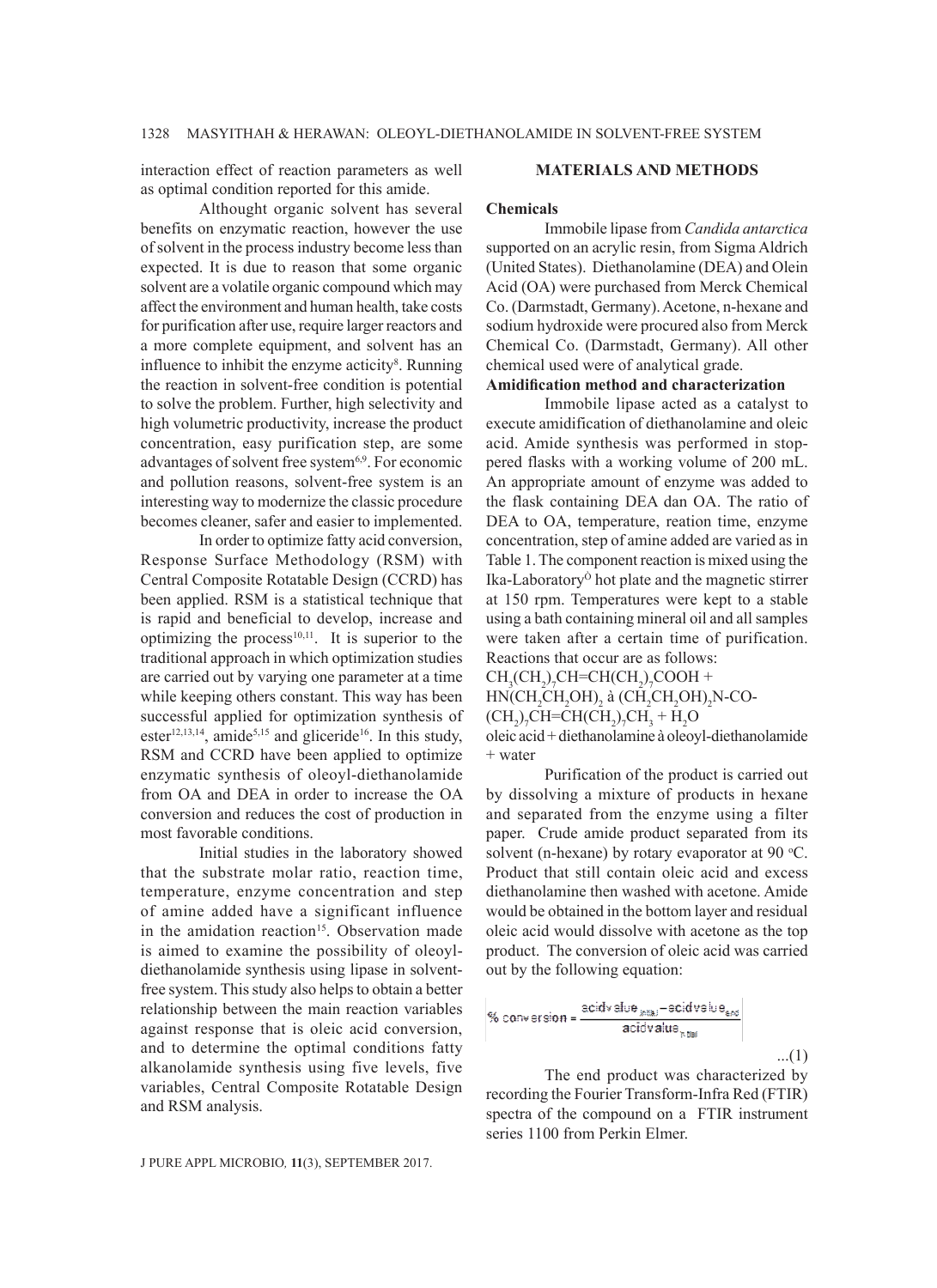interaction effect of reaction parameters as well as optimal condition reported for this amide.

Althought organic solvent has several benefits on enzymatic reaction, however the use of solvent in the process industry become less than expected. It is due to reason that some organic solvent are a volatile organic compound which may affect the environment and human health, take costs for purification after use, require larger reactors and a more complete equipment, and solvent has an influence to inhibit the enzyme acticity[8]. Running the reaction in solvent-free condition is potential to solve the problem. Further, high selectivity and high volumetric productivity, increase the product concentration, easy purification step, are some advantages of solvent free system[6,9]. For economic and pollution reasons, solvent-free system is an interesting way to modernize the classic procedure becomes cleaner, safer and easier to implemented.

In order to optimize fatty acid conversion, Response Surface Methodology (RSM) with Central Composite Rotatable Design (CCRD) has been applied. RSM is a statistical technique that is rapid and beneficial to develop, increase and optimizing the process[10,11]. It is superior to the traditional approach in which optimization studies are carried out by varying one parameter at a time while keeping others constant. This way has been successful applied for optimization synthesis of ester[12,13,14], amide[5,15] and gliceride[16]. In this study, RSM and CCRD have been applied to optimize enzymatic synthesis of oleoyl-diethanolamide from OA and DEA in order to increase the OA conversion and reduces the cost of production in most favorable conditions.

Initial studies in the laboratory showed that the substrate molar ratio, reaction time, temperature, enzyme concentration and step of amine added have a significant influence in the amidation reaction[15]. Observation made is aimed to examine the possibility of oleoyl-diethanolamide synthesis using lipase in solvent-free system. This study also helps to obtain a better relationship between the main reaction variables against response that is oleic acid conversion, and to determine the optimal conditions fatty alkanolamide synthesis using five levels, five variables, Central Composite Rotatable Design and RSM analysis.

## MATERIALS AND METHODS

### Chemicals

Immobile lipase from *Candida antarctica* supported on an acrylic resin, from Sigma Aldrich (United States). Diethanolamine (DEA) and Olein Acid (OA) were purchased from Merck Chemical Co. (Darmstadt, Germany). Acetone, n-hexane and sodium hydroxide were procured also from Merck Chemical Co. (Darmstadt, Germany). All other chemical used were of analytical grade.

### Amidification method and characterization

Immobile lipase acted as a catalyst to execute amidification of diethanolamine and oleic acid. Amide synthesis was performed in stoppered flasks with a working volume of 200 mL. An appropriate amount of enzyme was added to the flask containing DEA dan OA. The ratio of DEA to OA, temperature, reation time, enzyme concentration, step of amine added are varied as in Table 1. The component reaction is mixed using the Ika-Laboratory® hot plate and the magnetic stirrer at 150 rpm. Temperatures were kept to a stable using a bath containing mineral oil and all samples were taken after a certain time of purification. Reactions that occur are as follows:

$CH_3(CH_2)_7CH{=}CH(CH_2)_7COOH$ + $HN(CH_2CH_2OH)_2$ à $(CH_2CH_2OH)_2N$-CO-$(CH_2)_7CH{=}CH(CH_2)_7CH_3$ + $H_2O$

oleic acid + diethanolamine à oleoyl-diethanolamide + water

Purification of the product is carried out by dissolving a mixture of products in hexane and separated from the enzyme using a filter paper. Crude amide product separated from its solvent (n-hexane) by rotary evaporator at 90 °C. Product that still contain oleic acid and excess diethanolamine then washed with acetone. Amide would be obtained in the bottom layer and residual oleic acid would dissolve with acetone as the top product. The conversion of oleic acid was carried out by the following equation:

$$\% \text{ conversion} = \frac{\text{acid value}_{initial} - \text{acid value}_{end}}{\text{acid value}_{initial}} \qquad ...(1)$$

The end product was characterized by recording the Fourier Transform-Infra Red (FTIR) spectra of the compound on a FTIR instrument series 1100 from Perkin Elmer.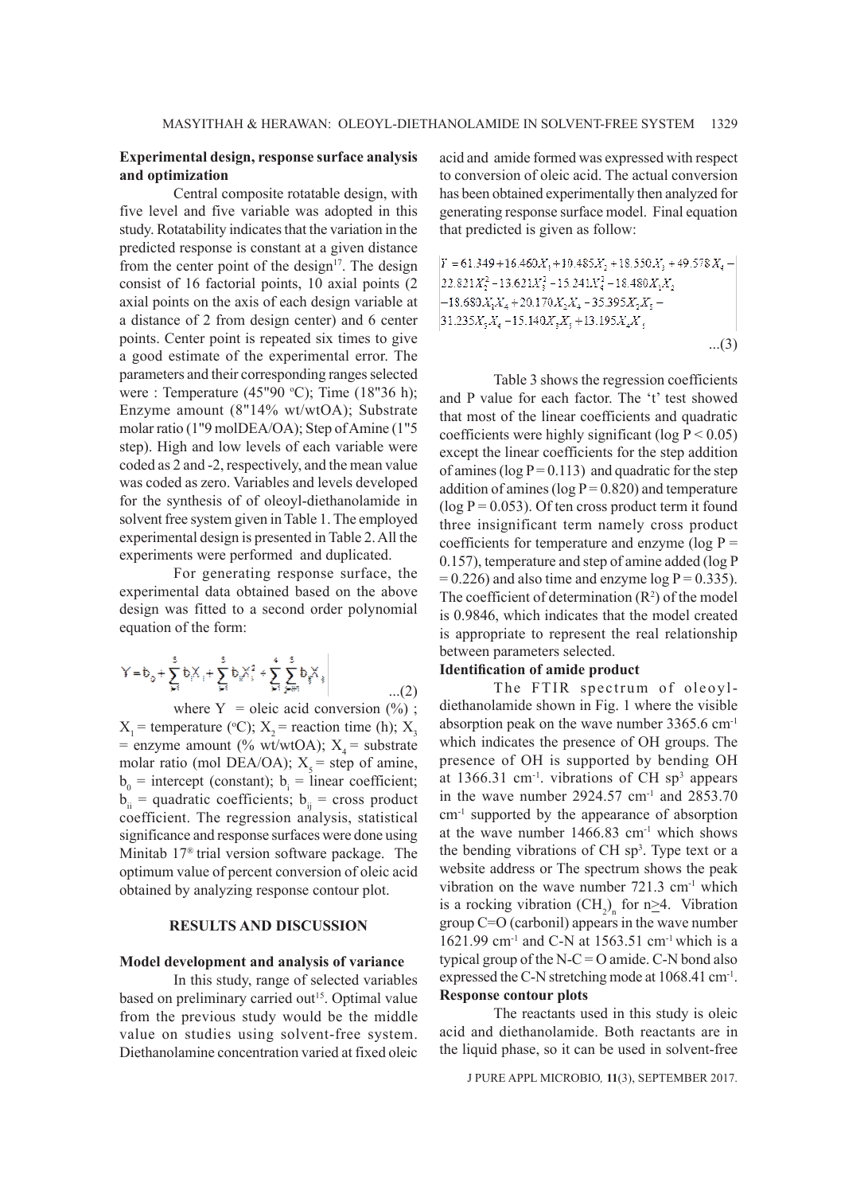### Experimental design, response surface analysis and optimization

Central composite rotatable design, with five level and five variable was adopted in this study. Rotatability indicates that the variation in the predicted response is constant at a given distance from the center point of the design[17]. The design consist of 16 factorial points, 10 axial points (2 axial points on the axis of each design variable at a distance of 2 from design center) and 6 center points. Center point is repeated six times to give a good estimate of the experimental error. The parameters and their corresponding ranges selected were : Temperature (45"90 °C); Time (18"36 h); Enzyme amount (8"14% wt/wtOA); Substrate molar ratio (1"9 molDEA/OA); Step of Amine (1"5 step). High and low levels of each variable were coded as 2 and -2, respectively, and the mean value was coded as zero. Variables and levels developed for the synthesis of of oleoyl-diethanolamide in solvent free system given in Table 1. The employed experimental design is presented in Table 2. All the experiments were performed and duplicated.

For generating response surface, the experimental data obtained based on the above design was fitted to a second order polynomial equation of the form:

$$Y = b_0 + \sum_{i=1}^{5} b_i X_i + \sum_{i=1}^{5} b_{ii} X_i^2 + \sum_{i=1}^{4} \sum_{j=i+1}^{5} b_{ij} X_{ij} \quad ...(2)$$

where Y = oleic acid conversion (%) ; $X_1$ = temperature (°C); $X_2$ = reaction time (h); $X_3$ = enzyme amount (% wt/wtOA); $X_4$ = substrate molar ratio (mol DEA/OA); $X_5$ = step of amine, $b_0$ = intercept (constant); $b_i$ = linear coefficient; $b_{ii}$ = quadratic coefficients; $b_{ij}$ = cross product coefficient. The regression analysis, statistical significance and response surfaces were done using Minitab 17® trial version software package. The optimum value of percent conversion of oleic acid obtained by analyzing response contour plot.

## RESULTS AND DISCUSSION

### Model development and analysis of variance

In this study, range of selected variables based on preliminary carried out[15]. Optimal value from the previous study would be the middle value on studies using solvent-free system. Diethanolamine concentration varied at fixed oleic acid and amide formed was expressed with respect to conversion of oleic acid. The actual conversion has been obtained experimentally then analyzed for generating response surface model. Final equation that predicted is given as follow:

$$Y = 61.349 + 16.460X_1 + 10.485X_2 + 18.550X_3 + 49.578X_4 - 22.821X_2^2 - 13.621X_3^2 - 15.241X_4^2 - 18.480X_1X_2 - 18.680X_1X_4 + 20.170X_2X_4 - 35.395X_2X_5 - 31.235X_3X_4 - 15.140X_3X_5 + 13.195X_4X_5 \quad ...(3)$$

Table 3 shows the regression coefficients and P value for each factor. The 't' test showed that most of the linear coefficients and quadratic coefficients were highly significant (log P < 0.05) except the linear coefficients for the step addition of amines (log P = 0.113) and quadratic for the step addition of amines (log P = 0.820) and temperature (log P = 0.053). Of ten cross product term it found three insignificant term namely cross product coefficients for temperature and enzyme (log P = 0.157), temperature and step of amine added (log P = 0.226) and also time and enzyme log P = 0.335). The coefficient of determination ($R^2$) of the model is 0.9846, which indicates that the model created is appropriate to represent the real relationship between parameters selected.

### Identification of amide product

The FTIR spectrum of oleoyl-diethanolamide shown in Fig. 1 where the visible absorption peak on the wave number 3365.6 $cm^{-1}$ which indicates the presence of OH groups. The presence of OH is supported by bending OH at 1366.31 $cm^{-1}$. vibrations of CH $sp^3$ appears in the wave number 2924.57 $cm^{-1}$ and 2853.70 $cm^{-1}$ supported by the appearance of absorption at the wave number 1466.83 $cm^{-1}$ which shows the bending vibrations of CH $sp^3$. Type text or a website address or The spectrum shows the peak vibration on the wave number 721.3 $cm^{-1}$ which is a rocking vibration $(CH_2)_n$ for n≥4. Vibration group C=O (carbonil) appears in the wave number 1621.99 $cm^{-1}$ and C-N at 1563.51 $cm^{-1}$ which is a typical group of the N-C = O amide. C-N bond also expressed the C-N stretching mode at 1068.41 $cm^{-1}$.

### Response contour plots

The reactants used in this study is oleic acid and diethanolamide. Both reactants are in the liquid phase, so it can be used in solvent-free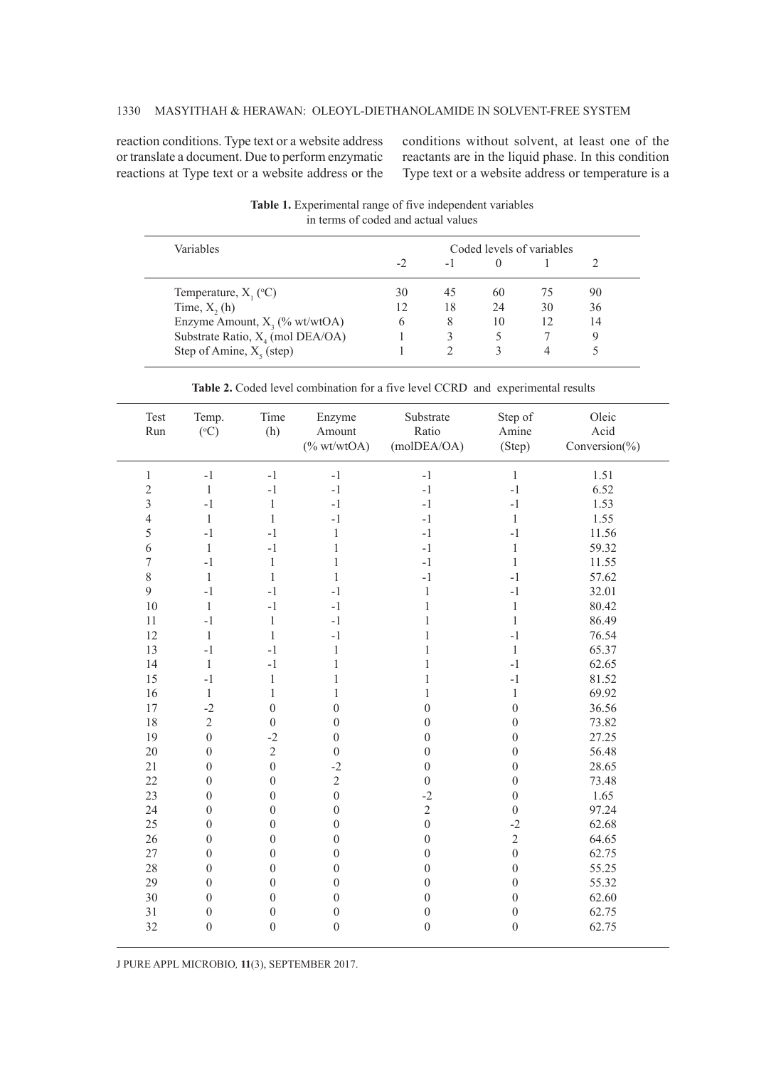reaction conditions. Type text or a website address or translate a document. Due to perform enzymatic reactions at Type text or a website address or the conditions without solvent, at least one of the reactants are in the liquid phase. In this condition Type text or a website address or temperature is a

**Table 1.** Experimental range of five independent variables in terms of coded and actual values

| Variables | Coded levels of variables | | | | |
|---|---|---|---|---|---|
| | -2 | -1 | 0 | 1 | 2 |
| Temperature, $X_1$ (°C) | 30 | 45 | 60 | 75 | 90 |
| Time, $X_2$ (h) | 12 | 18 | 24 | 30 | 36 |
| Enzyme Amount, $X_3$ (% wt/wtOA) | 6 | 8 | 10 | 12 | 14 |
| Substrate Ratio, $X_4$ (mol DEA/OA) | 1 | 3 | 5 | 7 | 9 |
| Step of Amine, $X_5$ (step) | 1 | 2 | 3 | 4 | 5 |

**Table 2.** Coded level combination for a five level CCRD and experimental results

| Test Run | Temp. (°C) | Time (h) | Enzyme Amount (% wt/wtOA) | Substrate Ratio (molDEA/OA) | Step of Amine (Step) | Oleic Acid Conversion(%) |
|---|---|---|---|---|---|---|
| 1 | -1 | -1 | -1 | -1 | 1 | 1.51 |
| 2 | 1 | -1 | -1 | -1 | -1 | 6.52 |
| 3 | -1 | 1 | -1 | -1 | -1 | 1.53 |
| 4 | 1 | 1 | -1 | -1 | 1 | 1.55 |
| 5 | -1 | -1 | 1 | -1 | -1 | 11.56 |
| 6 | 1 | -1 | 1 | -1 | 1 | 59.32 |
| 7 | -1 | 1 | 1 | -1 | 1 | 11.55 |
| 8 | 1 | 1 | 1 | -1 | -1 | 57.62 |
| 9 | -1 | -1 | -1 | 1 | -1 | 32.01 |
| 10 | 1 | -1 | -1 | 1 | 1 | 80.42 |
| 11 | -1 | 1 | -1 | 1 | 1 | 86.49 |
| 12 | 1 | 1 | -1 | 1 | -1 | 76.54 |
| 13 | -1 | -1 | 1 | 1 | 1 | 65.37 |
| 14 | 1 | -1 | 1 | 1 | -1 | 62.65 |
| 15 | -1 | 1 | 1 | 1 | -1 | 81.52 |
| 16 | 1 | 1 | 1 | 1 | 1 | 69.92 |
| 17 | -2 | 0 | 0 | 0 | 0 | 36.56 |
| 18 | 2 | 0 | 0 | 0 | 0 | 73.82 |
| 19 | 0 | -2 | 0 | 0 | 0 | 27.25 |
| 20 | 0 | 2 | 0 | 0 | 0 | 56.48 |
| 21 | 0 | 0 | -2 | 0 | 0 | 28.65 |
| 22 | 0 | 0 | 2 | 0 | 0 | 73.48 |
| 23 | 0 | 0 | 0 | -2 | 0 | 1.65 |
| 24 | 0 | 0 | 0 | 2 | 0 | 97.24 |
| 25 | 0 | 0 | 0 | 0 | -2 | 62.68 |
| 26 | 0 | 0 | 0 | 0 | 2 | 64.65 |
| 27 | 0 | 0 | 0 | 0 | 0 | 62.75 |
| 28 | 0 | 0 | 0 | 0 | 0 | 55.25 |
| 29 | 0 | 0 | 0 | 0 | 0 | 55.32 |
| 30 | 0 | 0 | 0 | 0 | 0 | 62.60 |
| 31 | 0 | 0 | 0 | 0 | 0 | 62.75 |
| 32 | 0 | 0 | 0 | 0 | 0 | 62.75 |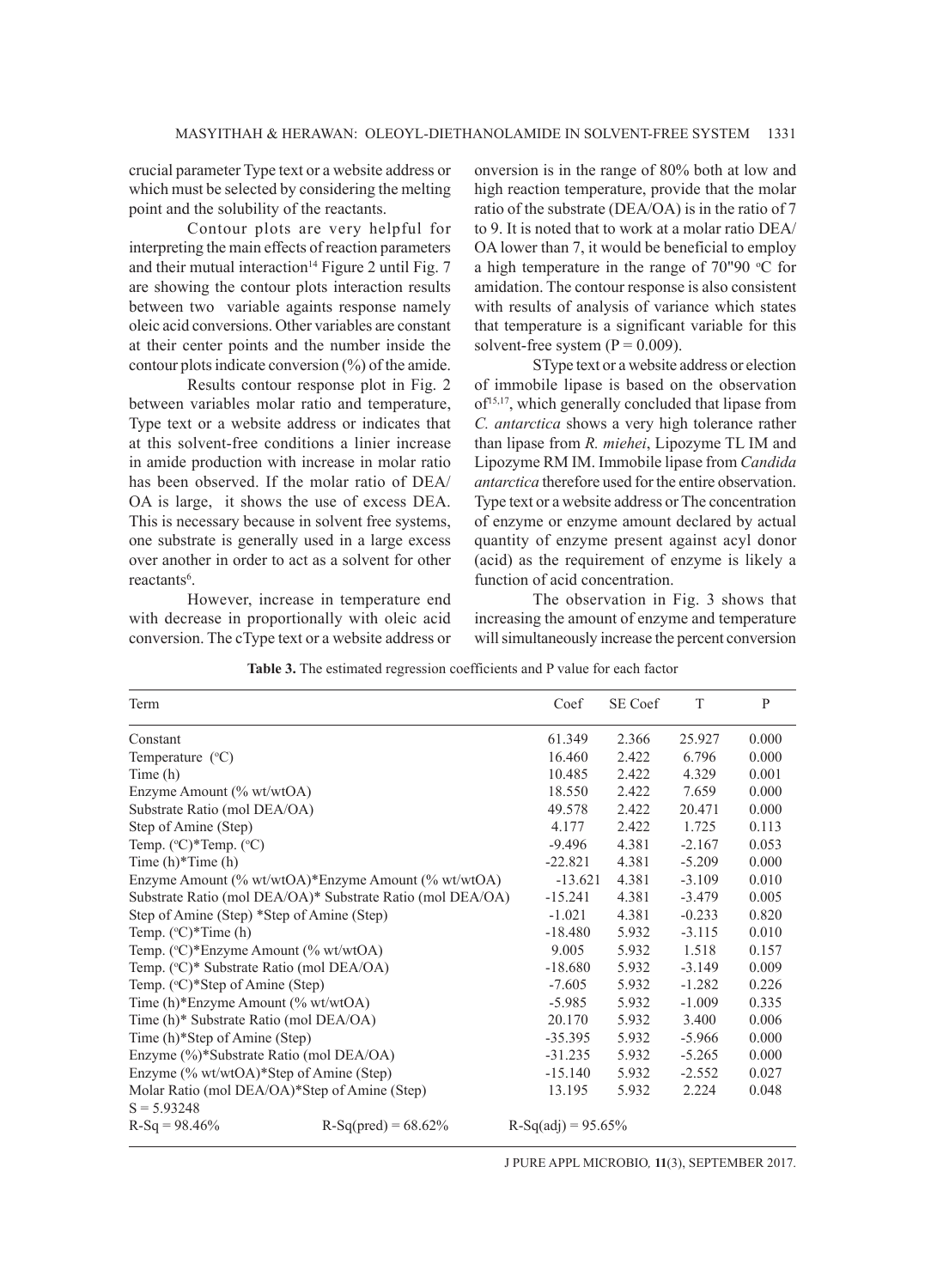crucial parameter Type text or a website address or which must be selected by considering the melting point and the solubility of the reactants.

Contour plots are very helpful for interpreting the main effects of reaction parameters and their mutual interaction[14] Figure 2 until Fig. 7 are showing the contour plots interaction results between two variable againts response namely oleic acid conversions. Other variables are constant at their center points and the number inside the contour plots indicate conversion (%) of the amide.

Results contour response plot in Fig. 2 between variables molar ratio and temperature, Type text or a website address or indicates that at this solvent-free conditions a linier increase in amide production with increase in molar ratio has been observed. If the molar ratio of DEA/OA is large, it shows the use of excess DEA. This is necessary because in solvent free systems, one substrate is generally used in a large excess over another in order to act as a solvent for other reactants[6].

However, increase in temperature end with decrease in proportionally with oleic acid conversion. The cType text or a website address or onversion is in the range of 80% both at low and high reaction temperature, provide that the molar ratio of the substrate (DEA/OA) is in the ratio of 7 to 9. It is noted that to work at a molar ratio DEA/OA lower than 7, it would be beneficial to employ a high temperature in the range of 70"90 °C for amidation. The contour response is also consistent with results of analysis of variance which states that temperature is a significant variable for this solvent-free system ($P = 0.009$).

SType text or a website address or election of immobile lipase is based on the observation of[15,17], which generally concluded that lipase from *C. antarctica* shows a very high tolerance rather than lipase from *R. miehei*, Lipozyme TL IM and Lipozyme RM IM. Immobile lipase from *Candida antarctica* therefore used for the entire observation. Type text or a website address or The concentration of enzyme or enzyme amount declared by actual quantity of enzyme present against acyl donor (acid) as the requirement of enzyme is likely a function of acid concentration.

The observation in Fig. 3 shows that increasing the amount of enzyme and temperature will simultaneously increase the percent conversion

**Table 3.** The estimated regression coefficients and P value for each factor

| Term | Coef | SE Coef | T | P |
|---|---|---|---|---|
| Constant | 61.349 | 2.366 | 25.927 | 0.000 |
| Temperature (°C) | 16.460 | 2.422 | 6.796 | 0.000 |
| Time (h) | 10.485 | 2.422 | 4.329 | 0.001 |
| Enzyme Amount (% wt/wtOA) | 18.550 | 2.422 | 7.659 | 0.000 |
| Substrate Ratio (mol DEA/OA) | 49.578 | 2.422 | 20.471 | 0.000 |
| Step of Amine (Step) | 4.177 | 2.422 | 1.725 | 0.113 |
| Temp. (°C)*Temp. (°C) | -9.496 | 4.381 | -2.167 | 0.053 |
| Time (h)*Time (h) | -22.821 | 4.381 | -5.209 | 0.000 |
| Enzyme Amount (% wt/wtOA)*Enzyme Amount (% wt/wtOA) | -13.621 | 4.381 | -3.109 | 0.010 |
| Substrate Ratio (mol DEA/OA)* Substrate Ratio (mol DEA/OA) | -15.241 | 4.381 | -3.479 | 0.005 |
| Step of Amine (Step) *Step of Amine (Step) | -1.021 | 4.381 | -0.233 | 0.820 |
| Temp. (°C)*Time (h) | -18.480 | 5.932 | -3.115 | 0.010 |
| Temp. (°C)*Enzyme Amount (% wt/wtOA) | 9.005 | 5.932 | 1.518 | 0.157 |
| Temp. (°C)* Substrate Ratio (mol DEA/OA) | -18.680 | 5.932 | -3.149 | 0.009 |
| Temp. (°C)*Step of Amine (Step) | -7.605 | 5.932 | -1.282 | 0.226 |
| Time (h)*Enzyme Amount (% wt/wtOA) | -5.985 | 5.932 | -1.009 | 0.335 |
| Time (h)* Substrate Ratio (mol DEA/OA) | 20.170 | 5.932 | 3.400 | 0.006 |
| Time (h)*Step of Amine (Step) | -35.395 | 5.932 | -5.966 | 0.000 |
| Enzyme (%)*Substrate Ratio (mol DEA/OA) | -31.235 | 5.932 | -5.265 | 0.000 |
| Enzyme (% wt/wtOA)*Step of Amine (Step) | -15.140 | 5.932 | -2.552 | 0.027 |
| Molar Ratio (mol DEA/OA)*Step of Amine (Step) | 13.195 | 5.932 | 2.224 | 0.048 |
| S = 5.93248 | | | | |
| R-Sq = 98.46% R-Sq(pred) = 68.62% | R-Sq(adj) = 95.65% | | | |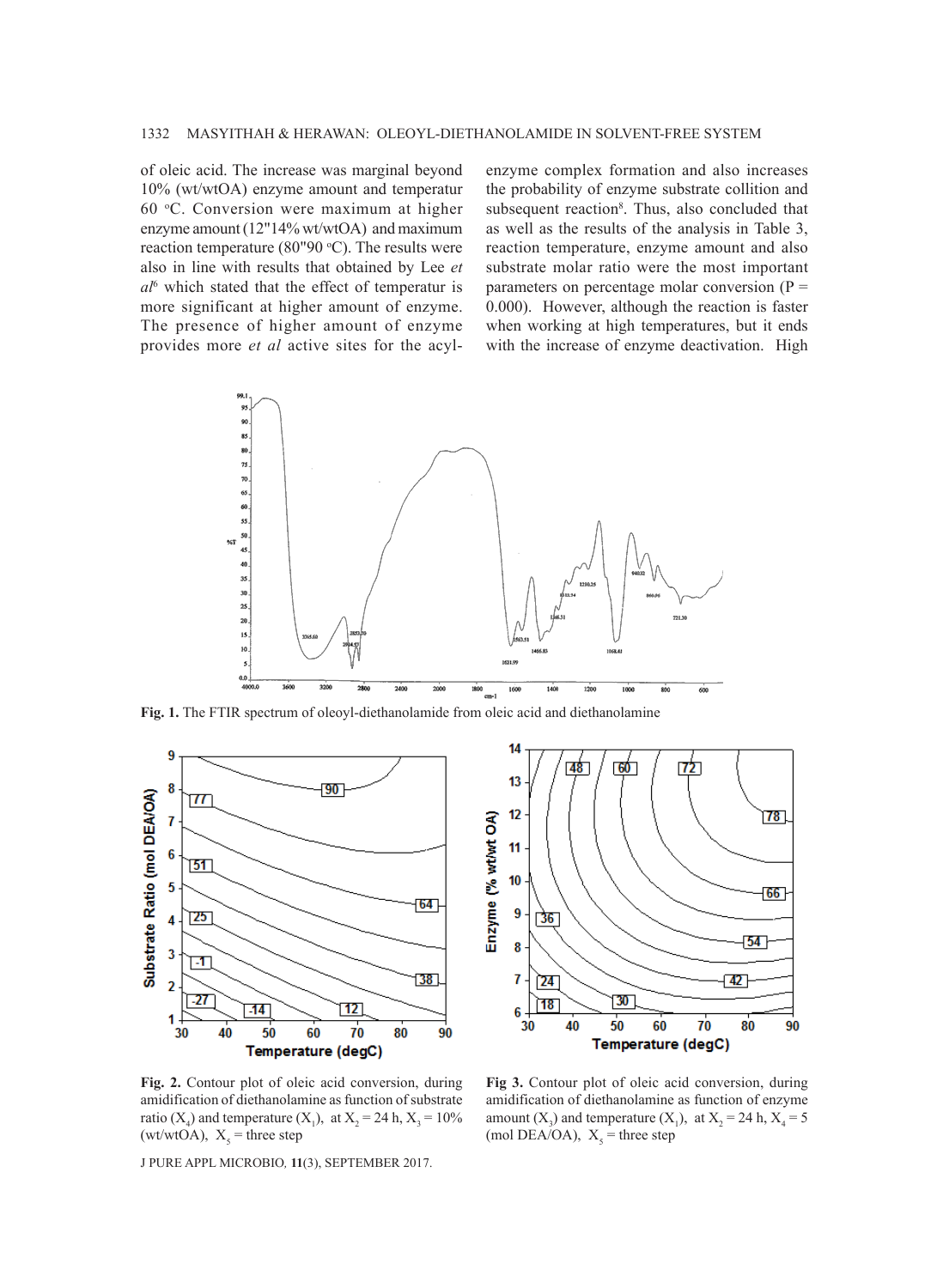of oleic acid. The increase was marginal beyond 10% (wt/wtOA) enzyme amount and temperatur 60 °C. Conversion were maximum at higher enzyme amount (12"14% wt/wtOA) and maximum reaction temperature (80"90 °C). The results were also in line with results that obtained by Lee *et al*[6] which stated that the effect of temperatur is more significant at higher amount of enzyme. The presence of higher amount of enzyme provides more *et al* active sites for the acyl-enzyme complex formation and also increases the probability of enzyme substrate collition and subsequent reaction[8]. Thus, also concluded that as well as the results of the analysis in Table 3, reaction temperature, enzyme amount and also substrate molar ratio were the most important parameters on percentage molar conversion ($P = 0.000$). However, although the reaction is faster when working at high temperatures, but it ends with the increase of enzyme deactivation. High

**Fig. 1.** The FTIR spectrum of oleoyl-diethanolamide from oleic acid and diethanolamine

**Fig. 2.** Contour plot of oleic acid conversion, during amidification of diethanolamine as function of substrate ratio ($X_4$) and temperature ($X_1$), at $X_2$ = 24 h, $X_3$ = 10% (wt/wtOA), $X_5$ = three step

**Fig 3.** Contour plot of oleic acid conversion, during amidification of diethanolamine as function of enzyme amount ($X_3$) and temperature ($X_1$), at $X_2$ = 24 h, $X_4$ = 5 (mol DEA/OA), $X_5$ = three step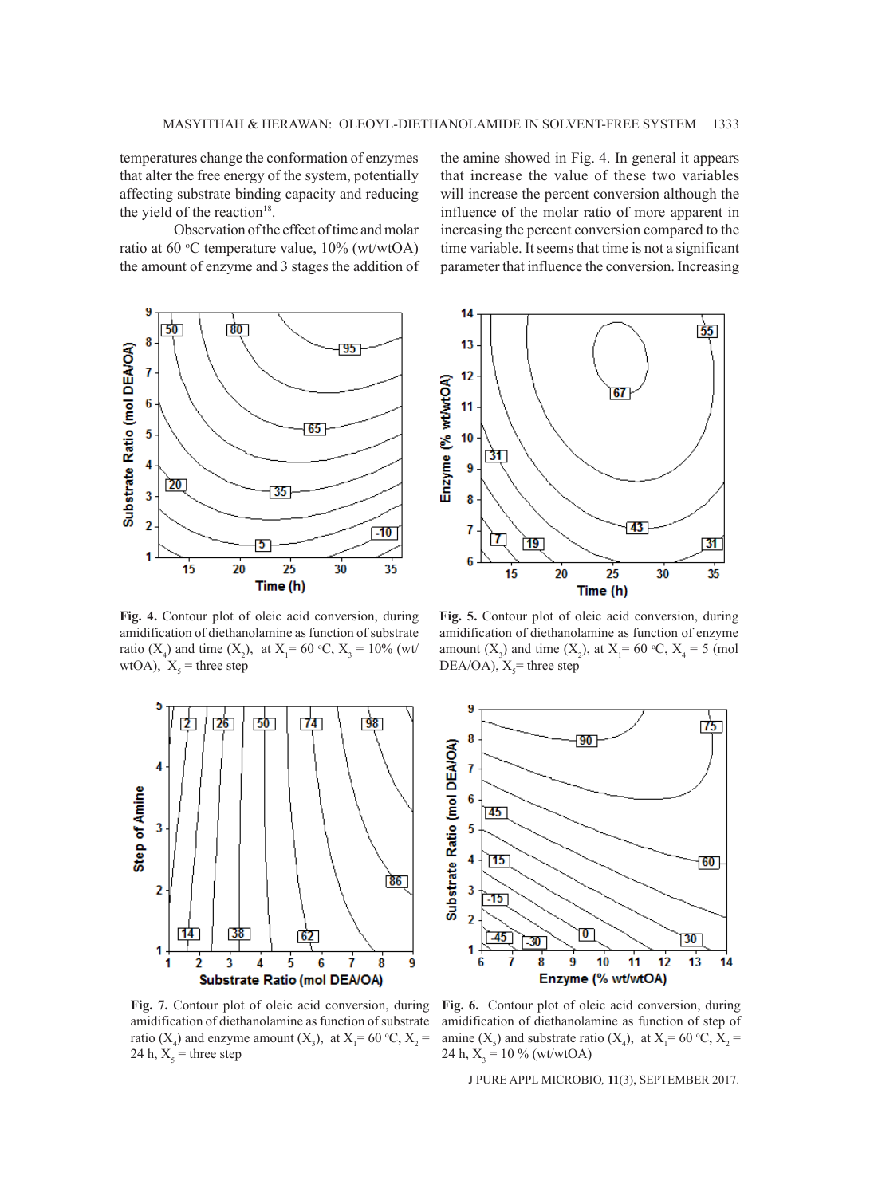temperatures change the conformation of enzymes that alter the free energy of the system, potentially affecting substrate binding capacity and reducing the yield of the reaction[18].

Observation of the effect of time and molar ratio at 60 °C temperature value, 10% (wt/wtOA) the amount of enzyme and 3 stages the addition of the amine showed in Fig. 4. In general it appears that increase the value of these two variables will increase the percent conversion although the influence of the molar ratio of more apparent in increasing the percent conversion compared to the time variable. It seems that time is not a significant parameter that influence the conversion. Increasing

**Fig. 4.** Contour plot of oleic acid conversion, during amidification of diethanolamine as function of substrate ratio ($X_4$) and time ($X_2$), at $X_1$= 60 °C, $X_3$ = 10% (wt/wtOA), $X_5$ = three step

**Fig. 5.** Contour plot of oleic acid conversion, during amidification of diethanolamine as function of enzyme amount ($X_3$) and time ($X_2$), at $X_1$= 60 °C, $X_4$ = 5 (mol DEA/OA), $X_5$= three step

**Fig. 7.** Contour plot of oleic acid conversion, during amidification of diethanolamine as function of substrate ratio ($X_4$) and enzyme amount ($X_3$), at $X_1$= 60 °C, $X_2$ = 24 h, $X_5$ = three step

**Fig. 6.** Contour plot of oleic acid conversion, during amidification of diethanolamine as function of step of amine ($X_5$) and substrate ratio ($X_4$), at $X_1$= 60 °C, $X_2$ = 24 h, $X_3$ = 10 % (wt/wtOA)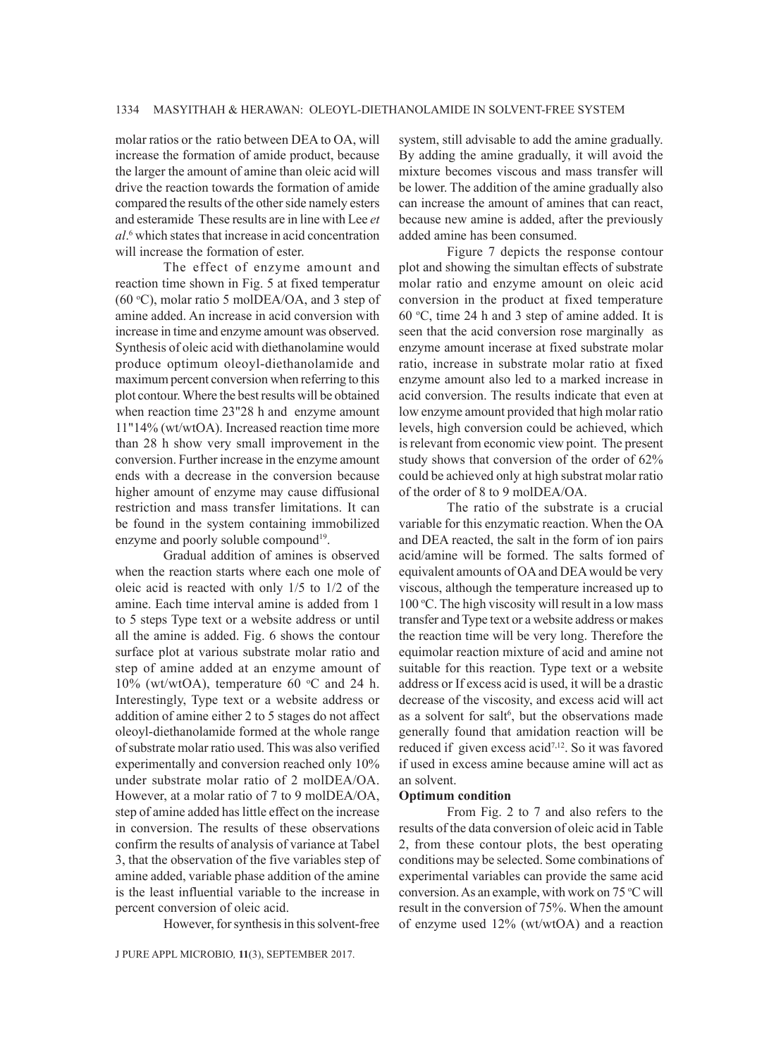molar ratios or the ratio between DEA to OA, will increase the formation of amide product, because the larger the amount of amine than oleic acid will drive the reaction towards the formation of amide compared the results of the other side namely esters and esteramide These results are in line with Lee *et al*.[6] which states that increase in acid concentration will increase the formation of ester.

The effect of enzyme amount and reaction time shown in Fig. 5 at fixed temperatur (60 °C), molar ratio 5 molDEA/OA, and 3 step of amine added. An increase in acid conversion with increase in time and enzyme amount was observed. Synthesis of oleic acid with diethanolamine would produce optimum oleoyl-diethanolamide and maximum percent conversion when referring to this plot contour. Where the best results will be obtained when reaction time 23"28 h and enzyme amount 11"14% (wt/wtOA). Increased reaction time more than 28 h show very small improvement in the conversion. Further increase in the enzyme amount ends with a decrease in the conversion because higher amount of enzyme may cause diffusional restriction and mass transfer limitations. It can be found in the system containing immobilized enzyme and poorly soluble compound[19].

Gradual addition of amines is observed when the reaction starts where each one mole of oleic acid is reacted with only 1/5 to 1/2 of the amine. Each time interval amine is added from 1 to 5 steps Type text or a website address or until all the amine is added. Fig. 6 shows the contour surface plot at various substrate molar ratio and step of amine added at an enzyme amount of 10% (wt/wtOA), temperature 60 °C and 24 h. Interestingly, Type text or a website address or addition of amine either 2 to 5 stages do not affect oleoyl-diethanolamide formed at the whole range of substrate molar ratio used. This was also verified experimentally and conversion reached only 10% under substrate molar ratio of 2 molDEA/OA. However, at a molar ratio of 7 to 9 molDEA/OA, step of amine added has little effect on the increase in conversion. The results of these observations confirm the results of analysis of variance at Tabel 3, that the observation of the five variables step of amine added, variable phase addition of the amine is the least influential variable to the increase in percent conversion of oleic acid.

However, for synthesis in this solvent-free system, still advisable to add the amine gradually. By adding the amine gradually, it will avoid the mixture becomes viscous and mass transfer will be lower. The addition of the amine gradually also can increase the amount of amines that can react, because new amine is added, after the previously added amine has been consumed.

Figure 7 depicts the response contour plot and showing the simultan effects of substrate molar ratio and enzyme amount on oleic acid conversion in the product at fixed temperature 60 °C, time 24 h and 3 step of amine added. It is seen that the acid conversion rose marginally as enzyme amount incerase at fixed substrate molar ratio, increase in substrate molar ratio at fixed enzyme amount also led to a marked increase in acid conversion. The results indicate that even at low enzyme amount provided that high molar ratio levels, high conversion could be achieved, which is relevant from economic view point. The present study shows that conversion of the order of 62% could be achieved only at high substrat molar ratio of the order of 8 to 9 molDEA/OA.

The ratio of the substrate is a crucial variable for this enzymatic reaction. When the OA and DEA reacted, the salt in the form of ion pairs acid/amine will be formed. The salts formed of equivalent amounts of OA and DEA would be very viscous, although the temperature increased up to 100 °C. The high viscosity will result in a low mass transfer and Type text or a website address or makes the reaction time will be very long. Therefore the equimolar reaction mixture of acid and amine not suitable for this reaction. Type text or a website address or If excess acid is used, it will be a drastic decrease of the viscosity, and excess acid will act as a solvent for salt[6], but the observations made generally found that amidation reaction will be reduced if given excess acid[7,12]. So it was favored if used in excess amine because amine will act as an solvent.

**Optimum condition**

From Fig. 2 to 7 and also refers to the results of the data conversion of oleic acid in Table 2, from these contour plots, the best operating conditions may be selected. Some combinations of experimental variables can provide the same acid conversion. As an example, with work on 75 °C will result in the conversion of 75%. When the amount of enzyme used 12% (wt/wtOA) and a reaction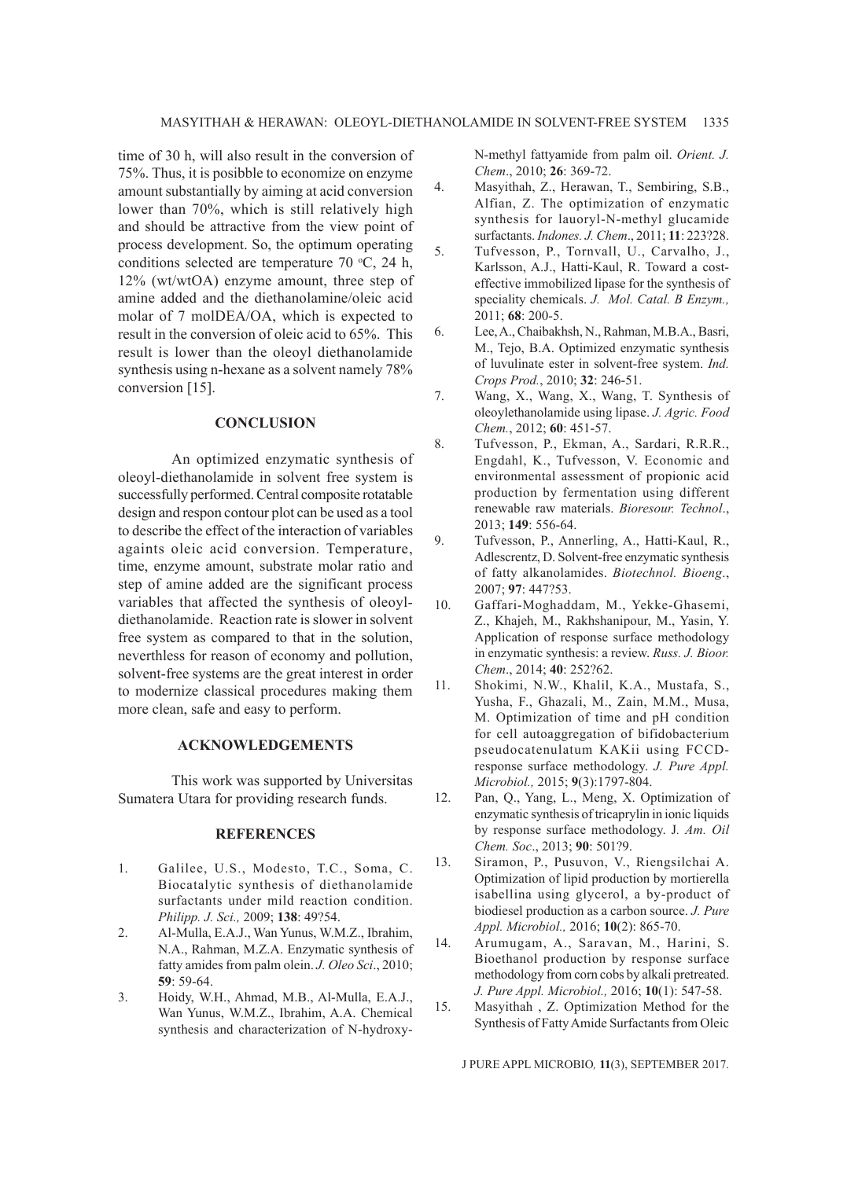time of 30 h, will also result in the conversion of 75%. Thus, it is posibble to economize on enzyme amount substantially by aiming at acid conversion lower than 70%, which is still relatively high and should be attractive from the view point of process development. So, the optimum operating conditions selected are temperature 70 $^{o}$C, 24 h, 12% (wt/wtOA) enzyme amount, three step of amine added and the diethanolamine/oleic acid molar of 7 molDEA/OA, which is expected to result in the conversion of oleic acid to 65%. This result is lower than the oleoyl diethanolamide synthesis using n-hexane as a solvent namely 78% conversion [15].

## CONCLUSION

An optimized enzymatic synthesis of oleoyl-diethanolamide in solvent free system is successfully performed. Central composite rotatable design and respon contour plot can be used as a tool to describe the effect of the interaction of variables againts oleic acid conversion. Temperature, time, enzyme amount, substrate molar ratio and step of amine added are the significant process variables that affected the synthesis of oleoyl-diethanolamide. Reaction rate is slower in solvent free system as compared to that in the solution, neverthless for reason of economy and pollution, solvent-free systems are the great interest in order to modernize classical procedures making them more clean, safe and easy to perform.

## ACKNOWLEDGEMENTS

This work was supported by Universitas Sumatera Utara for providing research funds.

## REFERENCES

1. Galilee, U.S., Modesto, T.C., Soma, C. Biocatalytic synthesis of diethanolamide surfactants under mild reaction condition. *Philipp. J. Sci.,* 2009; **138**: 49?54.
2. Al-Mulla, E.A.J., Wan Yunus, W.M.Z., Ibrahim, N.A., Rahman, M.Z.A. Enzymatic synthesis of fatty amides from palm olein. *J. Oleo Sci*., 2010; **59**: 59-64.
3. Hoidy, W.H., Ahmad, M.B., Al-Mulla, E.A.J., Wan Yunus, W.M.Z., Ibrahim, A.A. Chemical synthesis and characterization of N-hydroxy-N-methyl fattyamide from palm oil. *Orient. J. Chem*., 2010; **26**: 369-72.
4. Masyithah, Z., Herawan, T., Sembiring, S.B., Alfian, Z. The optimization of enzymatic synthesis for lauoryl-N-methyl glucamide surfactants. *Indones. J. Chem*., 2011; **11**: 223?28.
5. Tufvesson, P., Tornvall, U., Carvalho, J., Karlsson, A.J., Hatti-Kaul, R. Toward a cost-effective immobilized lipase for the synthesis of speciality chemicals. *J. Mol. Catal. B Enzym.,* 2011; **68**: 200-5.
6. Lee, A., Chaibakhsh, N., Rahman, M.B.A., Basri, M., Tejo, B.A. Optimized enzymatic synthesis of luvulinate ester in solvent-free system. *Ind. Crops Prod.*, 2010; **32**: 246-51.
7. Wang, X., Wang, X., Wang, T. Synthesis of oleoylethanolamide using lipase. *J. Agric. Food Chem.*, 2012; **60**: 451-57.
8. Tufvesson, P., Ekman, A., Sardari, R.R.R., Engdahl, K., Tufvesson, V. Economic and environmental assessment of propionic acid production by fermentation using different renewable raw materials. *Bioresour. Technol*., 2013; **149**: 556-64.
9. Tufvesson, P., Annerling, A., Hatti-Kaul, R., Adlescrentz, D. Solvent-free enzymatic synthesis of fatty alkanolamides. *Biotechnol. Bioeng*., 2007; **97**: 447?53.
10. Gaffari-Moghaddam, M., Yekke-Ghasemi, Z., Khajeh, M., Rakhshanipour, M., Yasin, Y. Application of response surface methodology in enzymatic synthesis: a review. *Russ. J. Bioor. Chem*., 2014; **40**: 252?62.
11. Shokimi, N.W., Khalil, K.A., Mustafa, S., Yusha, F., Ghazali, M., Zain, M.M., Musa, M. Optimization of time and pH condition for cell autoaggregation of bifidobacterium pseudocatenulatum KAKii using FCCD-response surface methodology. *J. Pure Appl. Microbiol.,* 2015; **9**(3):1797-804.
12. Pan, Q., Yang, L., Meng, X. Optimization of enzymatic synthesis of tricaprylin in ionic liquids by response surface methodology. *J. Am. Oil Chem. Soc*., 2013; **90**: 501?9.
13. Siramon, P., Pusuvon, V., Riengsilchai A. Optimization of lipid production by mortierella isabellina using glycerol, a by-product of biodiesel production as a carbon source. *J. Pure Appl. Microbiol.,* 2016; **10**(2): 865-70.
14. Arumugam, A., Saravan, M., Harini, S. Bioethanol production by response surface methodology from corn cobs by alkali pretreated. *J. Pure Appl. Microbiol.,* 2016; **10**(1): 547-58.
15. Masyithah , Z. Optimization Method for the Synthesis of Fatty Amide Surfactants from Oleic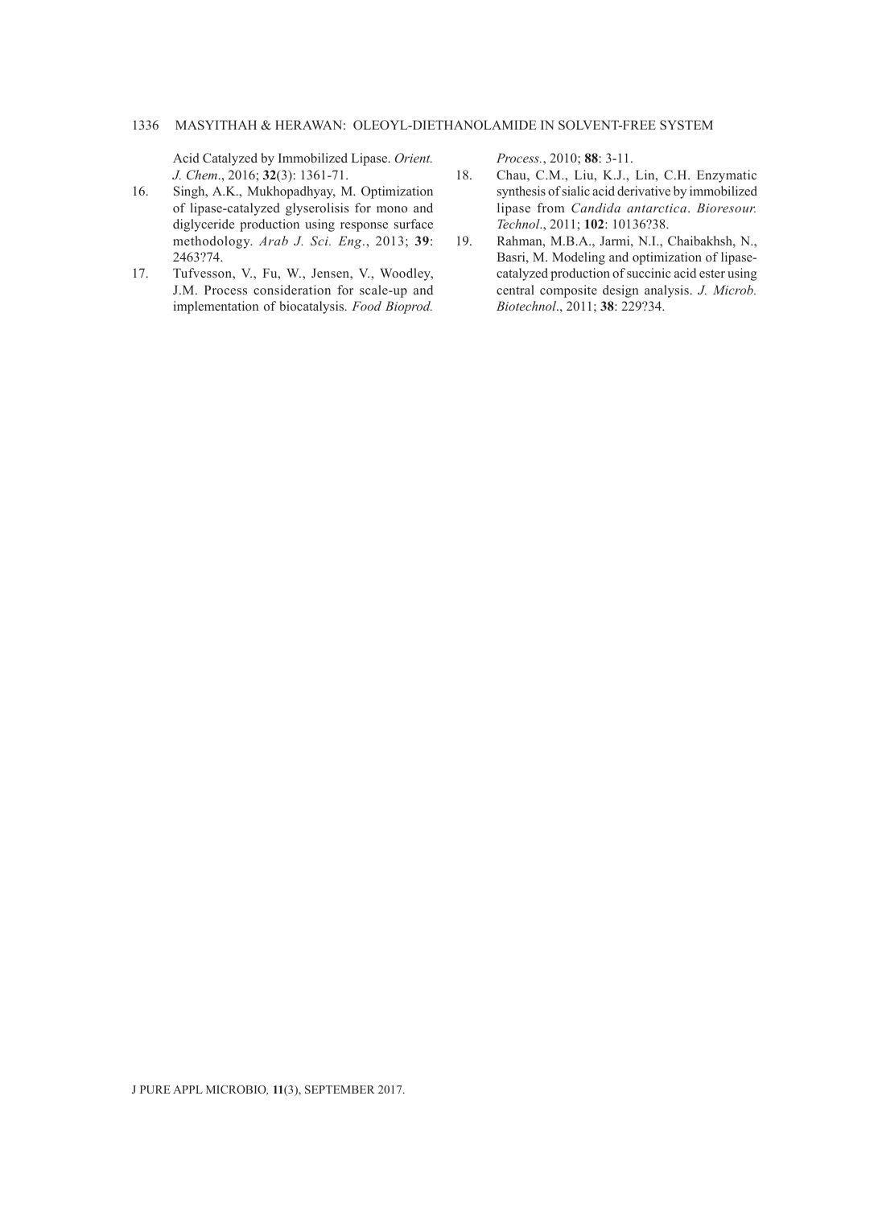Acid Catalyzed by Immobilized Lipase. *Orient. J. Chem*., 2016; **32**(3): 1361-71.

16. Singh, A.K., Mukhopadhyay, M. Optimization of lipase-catalyzed glyserolisis for mono and diglyceride production using response surface methodology. *Arab J. Sci. Eng*., 2013; **39**: 2463?74.
17. Tufvesson, V., Fu, W., Jensen, V., Woodley, J.M. Process consideration for scale-up and implementation of biocatalysis. *Food Bioprod. Process.*, 2010; **88**: 3-11.
18. Chau, C.M., Liu, K.J., Lin, C.H. Enzymatic synthesis of sialic acid derivative by immobilized lipase from *Candida antarctica*. *Bioresour. Technol*., 2011; **102**: 10136?38.
19. Rahman, M.B.A., Jarmi, N.I., Chaibakhsh, N., Basri, M. Modeling and optimization of lipase-catalyzed production of succinic acid ester using central composite design analysis. *J. Microb. Biotechnol*., 2011; **38**: 229?34.